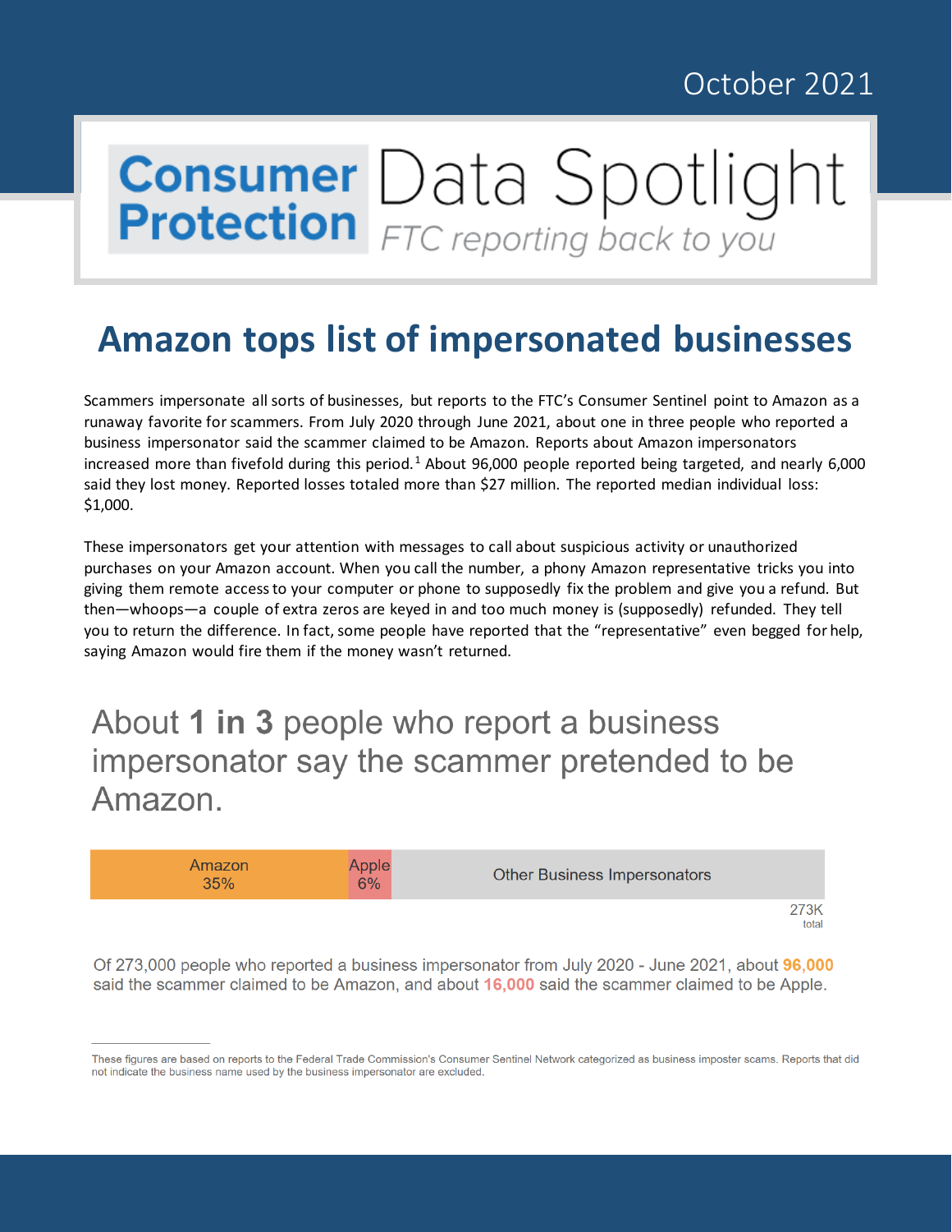October 2021

# Consumer Protection Data Spotlight

*FTC reporting back to you*

## Amazon tops list of impersonated businesses

Scammers impersonate all sorts of businesses, but reports to the FTC's Consumer Sentinel point to Amazon as a runaway favorite for scammers. From July 2020 through June 2021, about one in three people who reported a business impersonator said the scammer claimed to be Amazon. Reports about Amazon impersonators increased more than fivefold during this period.[1] About 96,000 people reported being targeted, and nearly 6,000 said they lost money. Reported losses totaled more than $27 million. The reported median individual loss: $1,000.

These impersonators get your attention with messages to call about suspicious activity or unauthorized purchases on your Amazon account. When you call the number, a phony Amazon representative tricks you into giving them remote access to your computer or phone to supposedly fix the problem and give you a refund. But then—whoops—a couple of extra zeros are keyed in and too much money is (supposedly) refunded. They tell you to return the difference. In fact, some people have reported that the "representative" even begged for help, saying Amazon would fire them if the money wasn't returned.

### About **1 in 3** people who report a business impersonator say the scammer pretended to be Amazon.

| Amazon | Apple | Other Business Impersonators |
|---|---|---|
| 35% | 6% | |

273K total

Of 273,000 people who reported a business impersonator from July 2020 - June 2021, about **96,000** said the scammer claimed to be Amazon, and about **16,000** said the scammer claimed to be Apple.

These figures are based on reports to the Federal Trade Commission's Consumer Sentinel Network categorized as business imposter scams. Reports that did not indicate the business name used by the business impersonator are excluded.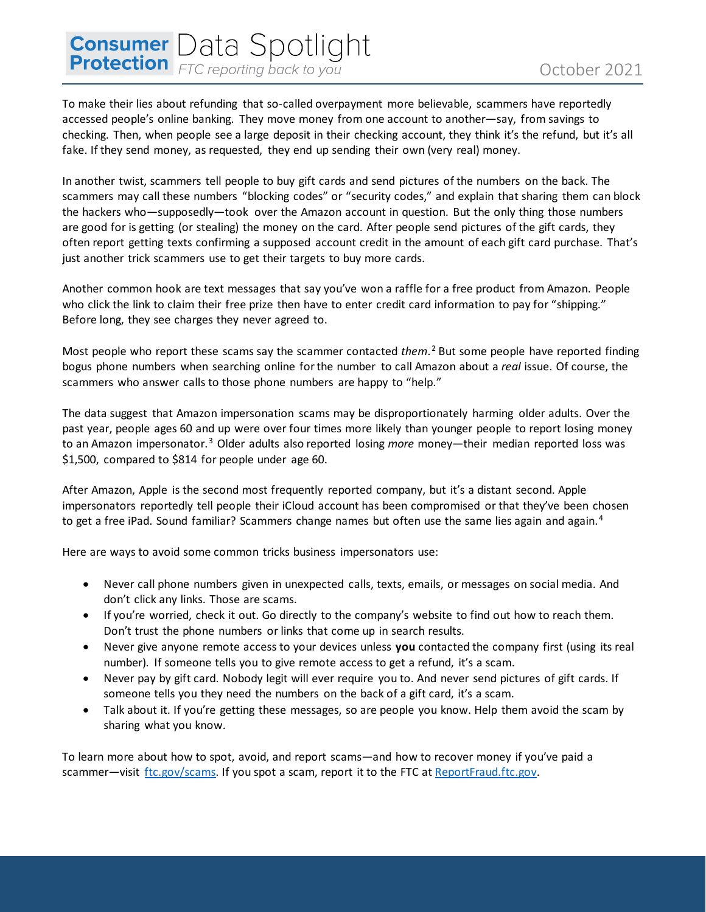To make their lies about refunding that so-called overpayment more believable, scammers have reportedly accessed people's online banking. They move money from one account to another—say, from savings to checking. Then, when people see a large deposit in their checking account, they think it's the refund, but it's all fake. If they send money, as requested, they end up sending their own (very real) money.

In another twist, scammers tell people to buy gift cards and send pictures of the numbers on the back. The scammers may call these numbers "blocking codes" or "security codes," and explain that sharing them can block the hackers who—supposedly—took over the Amazon account in question. But the only thing those numbers are good for is getting (or stealing) the money on the card. After people send pictures of the gift cards, they often report getting texts confirming a supposed account credit in the amount of each gift card purchase. That's just another trick scammers use to get their targets to buy more cards.

Another common hook are text messages that say you've won a raffle for a free product from Amazon. People who click the link to claim their free prize then have to enter credit card information to pay for "shipping." Before long, they see charges they never agreed to.

Most people who report these scams say the scammer contacted *them*.[2] But some people have reported finding bogus phone numbers when searching online for the number to call Amazon about a *real* issue. Of course, the scammers who answer calls to those phone numbers are happy to "help."

The data suggest that Amazon impersonation scams may be disproportionately harming older adults. Over the past year, people ages 60 and up were over four times more likely than younger people to report losing money to an Amazon impersonator.[3] Older adults also reported losing *more* money—their median reported loss was $1,500, compared to $814 for people under age 60.

After Amazon, Apple is the second most frequently reported company, but it's a distant second. Apple impersonators reportedly tell people their iCloud account has been compromised or that they've been chosen to get a free iPad. Sound familiar? Scammers change names but often use the same lies again and again.[4]

Here are ways to avoid some common tricks business impersonators use:

- Never call phone numbers given in unexpected calls, texts, emails, or messages on social media. And don't click any links. Those are scams.
- If you're worried, check it out. Go directly to the company's website to find out how to reach them. Don't trust the phone numbers or links that come up in search results.
- Never give anyone remote access to your devices unless **you** contacted the company first (using its real number). If someone tells you to give remote access to get a refund, it's a scam.
- Never pay by gift card. Nobody legit will ever require you to. And never send pictures of gift cards. If someone tells you they need the numbers on the back of a gift card, it's a scam.
- Talk about it. If you're getting these messages, so are people you know. Help them avoid the scam by sharing what you know.

To learn more about how to spot, avoid, and report scams—and how to recover money if you've paid a scammer—visit [ftc.gov/scams](ftc.gov/scams). If you spot a scam, report it to the FTC at [ReportFraud.ftc.gov](ReportFraud.ftc.gov).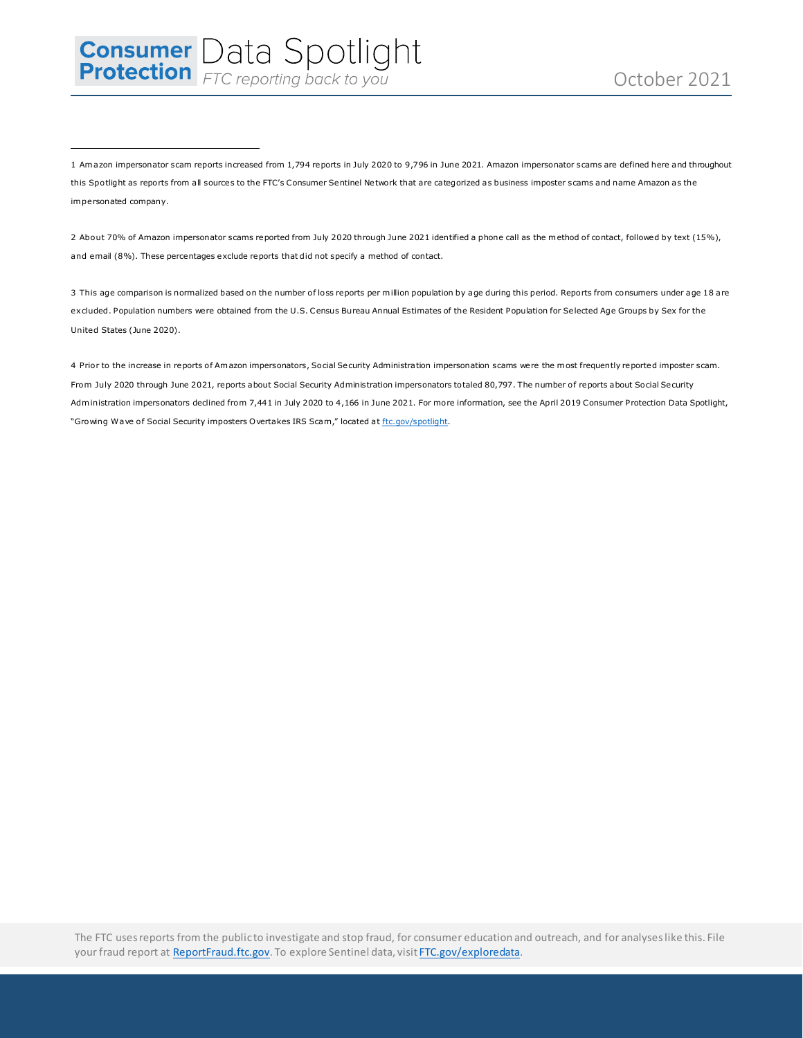1 Amazon impersonator scam reports increased from 1,794 reports in July 2020 to 9,796 in June 2021. Amazon impersonator scams are defined here and throughout this Spotlight as reports from all sources to the FTC's Consumer Sentinel Network that are categorized as business imposter scams and name Amazon as the impersonated company.

2 About 70% of Amazon impersonator scams reported from July 2020 through June 2021 identified a phone call as the method of contact, followed by text (15%), and email (8%). These percentages exclude reports that did not specify a method of contact.

3 This age comparison is normalized based on the number of loss reports per million population by age during this period. Reports from consumers under age 18 are excluded. Population numbers were obtained from the U.S. Census Bureau Annual Estimates of the Resident Population for Selected Age Groups by Sex for the United States (June 2020).

4 Prior to the increase in reports of Amazon impersonators, Social Security Administration impersonation scams were the most frequently reported imposter scam. From July 2020 through June 2021, reports about Social Security Administration impersonators totaled 80,797. The number of reports about Social Security Administration impersonators declined from 7,441 in July 2020 to 4,166 in June 2021. For more information, see the April 2019 Consumer Protection Data Spotlight, "Growing Wave of Social Security imposters Overtakes IRS Scam," located at ftc.gov/spotlight.

The FTC uses reports from the public to investigate and stop fraud, for consumer education and outreach, and for analyses like this. File your fraud report at ReportFraud.ftc.gov. To explore Sentinel data, visit FTC.gov/exploredata.